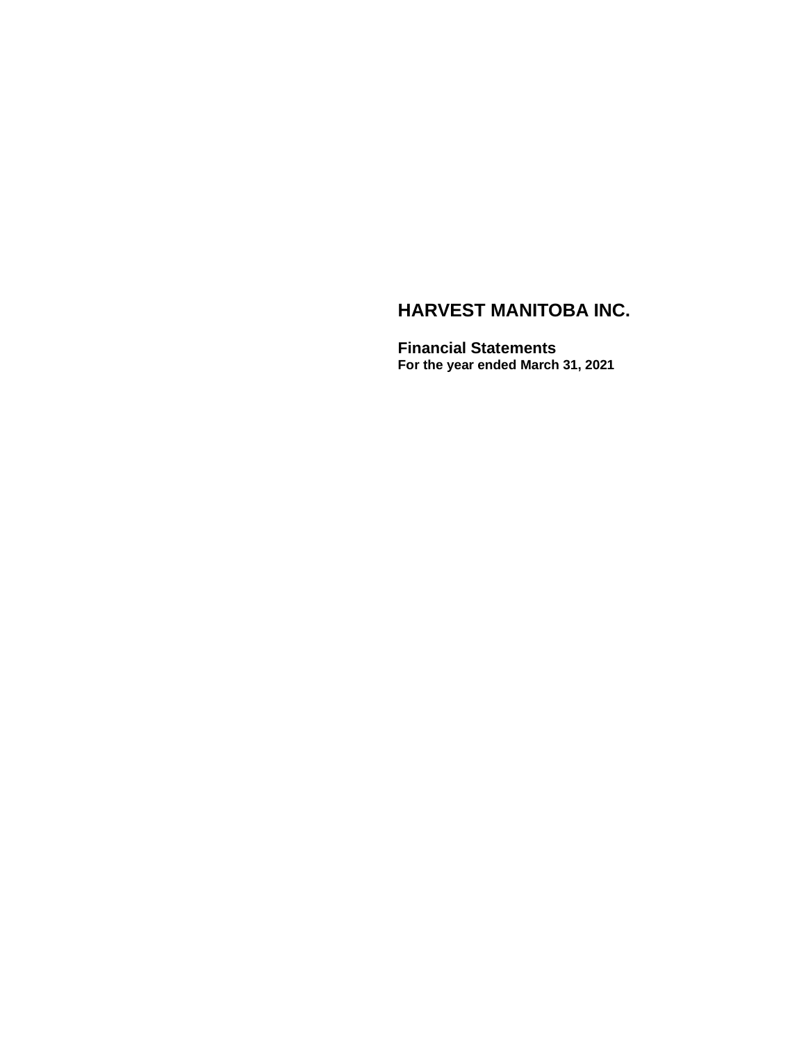# HARVEST MANITOBA INC.

## Financial Statements

**For the year ended March 31, 2021**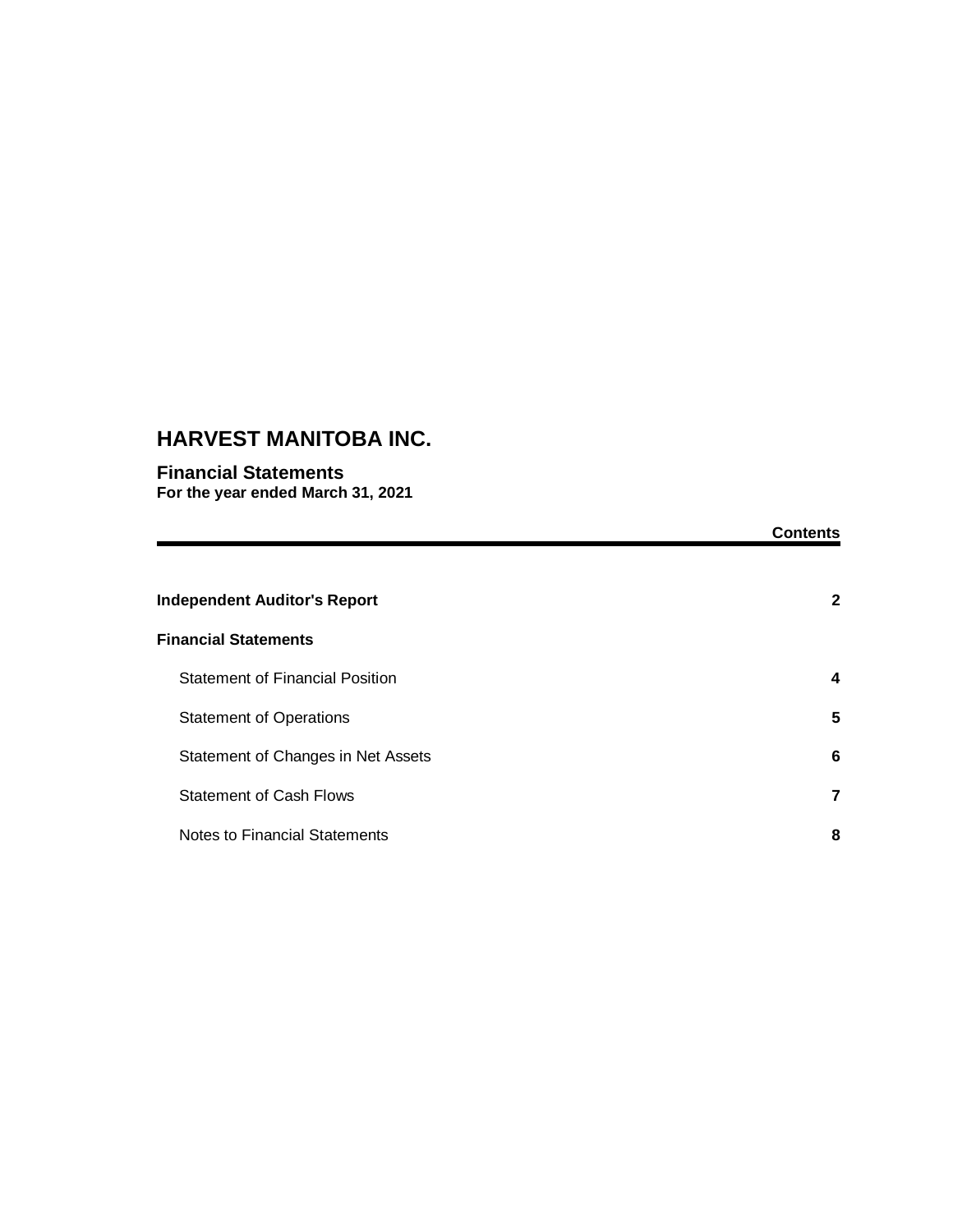# HARVEST MANITOBA INC.

## Financial Statements

**For the year ended March 31, 2021**

| | **Contents** |
|---|---|
| **Independent Auditor's Report** | **2** |
| **Financial Statements** | |
| Statement of Financial Position | **4** |
| Statement of Operations | **5** |
| Statement of Changes in Net Assets | **6** |
| Statement of Cash Flows | **7** |
| Notes to Financial Statements | **8** |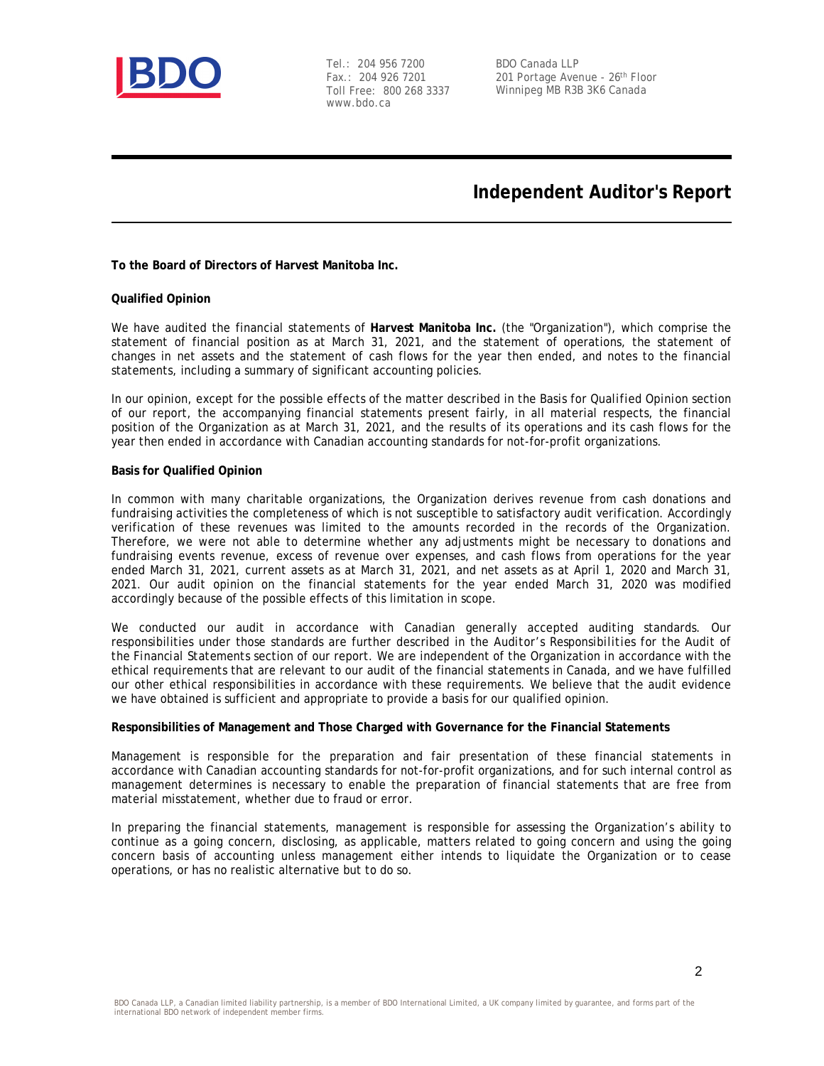# Independent Auditor's Report

**To the Board of Directors of Harvest Manitoba Inc.**

**Qualified Opinion**

We have audited the financial statements of **Harvest Manitoba Inc.** (the "Organization"), which comprise the statement of financial position as at March 31, 2021, and the statement of operations, the statement of changes in net assets and the statement of cash flows for the year then ended, and notes to the financial statements, including a summary of significant accounting policies.

In our opinion, except for the possible effects of the matter described in the *Basis for Qualified Opinion* section of our report, the accompanying financial statements present fairly, in all material respects, the financial position of the Organization as at March 31, 2021, and the results of its operations and its cash flows for the year then ended in accordance with Canadian accounting standards for not-for-profit organizations.

**Basis for Qualified Opinion**

In common with many charitable organizations, the Organization derives revenue from cash donations and fundraising activities the completeness of which is not susceptible to satisfactory audit verification. Accordingly verification of these revenues was limited to the amounts recorded in the records of the Organization. Therefore, we were not able to determine whether any adjustments might be necessary to donations and fundraising events revenue, excess of revenue over expenses, and cash flows from operations for the year ended March 31, 2021, current assets as at March 31, 2021, and net assets as at April 1, 2020 and March 31, 2021. Our audit opinion on the financial statements for the year ended March 31, 2020 was modified accordingly because of the possible effects of this limitation in scope.

We conducted our audit in accordance with Canadian generally accepted auditing standards. Our responsibilities under those standards are further described in the *Auditor's Responsibilities for the Audit of the Financial Statements* section of our report. We are independent of the Organization in accordance with the ethical requirements that are relevant to our audit of the financial statements in Canada, and we have fulfilled our other ethical responsibilities in accordance with these requirements. We believe that the audit evidence we have obtained is sufficient and appropriate to provide a basis for our qualified opinion.

**Responsibilities of Management and Those Charged with Governance for the Financial Statements**

Management is responsible for the preparation and fair presentation of these financial statements in accordance with Canadian accounting standards for not-for-profit organizations, and for such internal control as management determines is necessary to enable the preparation of financial statements that are free from material misstatement, whether due to fraud or error.

In preparing the financial statements, management is responsible for assessing the Organization's ability to continue as a going concern, disclosing, as applicable, matters related to going concern and using the going concern basis of accounting unless management either intends to liquidate the Organization or to cease operations, or has no realistic alternative but to do so.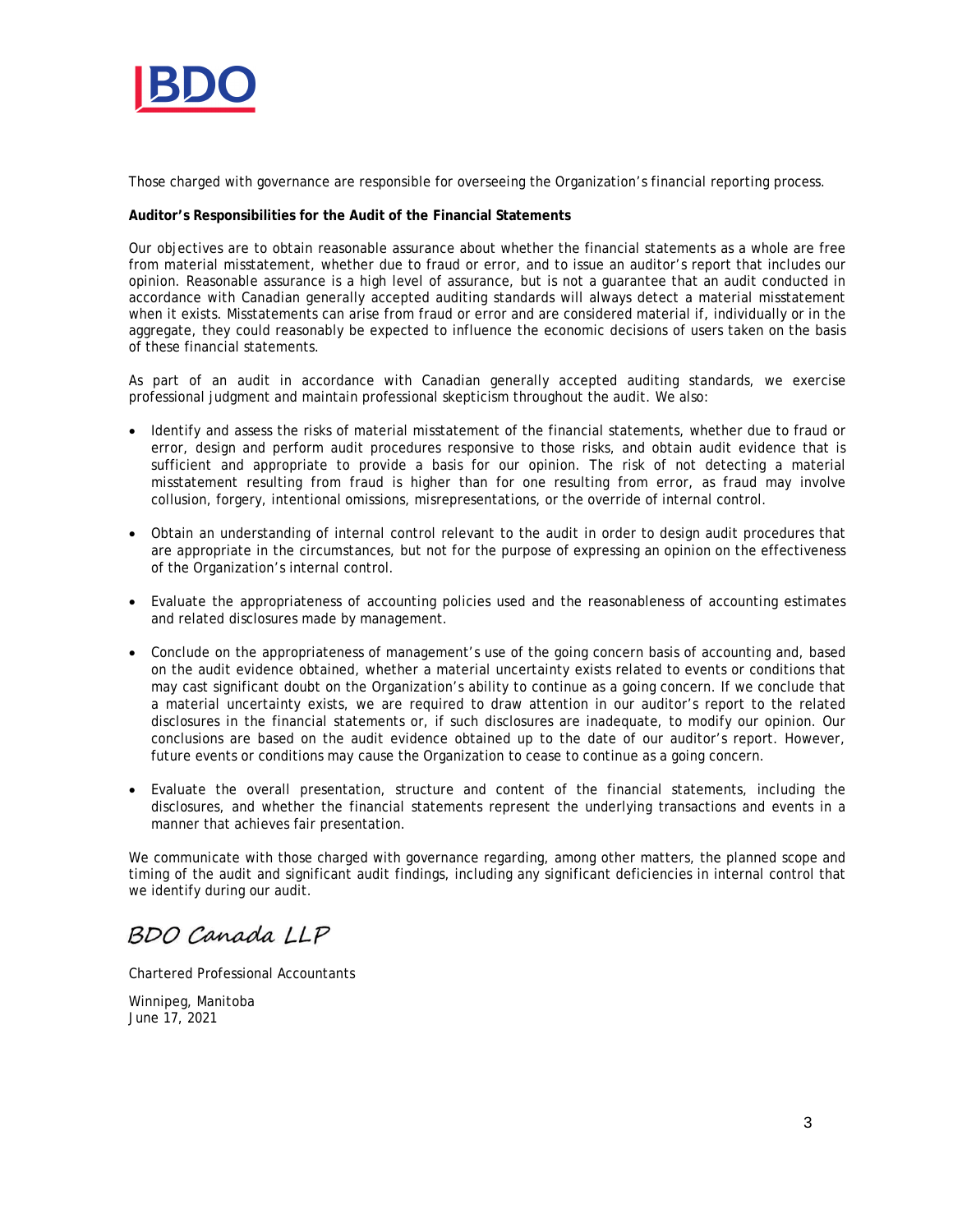Those charged with governance are responsible for overseeing the Organization's financial reporting process.

**Auditor's Responsibilities for the Audit of the Financial Statements**

Our objectives are to obtain reasonable assurance about whether the financial statements as a whole are free from material misstatement, whether due to fraud or error, and to issue an auditor's report that includes our opinion. Reasonable assurance is a high level of assurance, but is not a guarantee that an audit conducted in accordance with Canadian generally accepted auditing standards will always detect a material misstatement when it exists. Misstatements can arise from fraud or error and are considered material if, individually or in the aggregate, they could reasonably be expected to influence the economic decisions of users taken on the basis of these financial statements.

As part of an audit in accordance with Canadian generally accepted auditing standards, we exercise professional judgment and maintain professional skepticism throughout the audit. We also:

- Identify and assess the risks of material misstatement of the financial statements, whether due to fraud or error, design and perform audit procedures responsive to those risks, and obtain audit evidence that is sufficient and appropriate to provide a basis for our opinion. The risk of not detecting a material misstatement resulting from fraud is higher than for one resulting from error, as fraud may involve collusion, forgery, intentional omissions, misrepresentations, or the override of internal control.

- Obtain an understanding of internal control relevant to the audit in order to design audit procedures that are appropriate in the circumstances, but not for the purpose of expressing an opinion on the effectiveness of the Organization's internal control.

- Evaluate the appropriateness of accounting policies used and the reasonableness of accounting estimates and related disclosures made by management.

- Conclude on the appropriateness of management's use of the going concern basis of accounting and, based on the audit evidence obtained, whether a material uncertainty exists related to events or conditions that may cast significant doubt on the Organization's ability to continue as a going concern. If we conclude that a material uncertainty exists, we are required to draw attention in our auditor's report to the related disclosures in the financial statements or, if such disclosures are inadequate, to modify our opinion. Our conclusions are based on the audit evidence obtained up to the date of our auditor's report. However, future events or conditions may cause the Organization to cease to continue as a going concern.

- Evaluate the overall presentation, structure and content of the financial statements, including the disclosures, and whether the financial statements represent the underlying transactions and events in a manner that achieves fair presentation.

We communicate with those charged with governance regarding, among other matters, the planned scope and timing of the audit and significant audit findings, including any significant deficiencies in internal control that we identify during our audit.

*BDO Canada LLP*

Chartered Professional Accountants

Winnipeg, Manitoba
June 17, 2021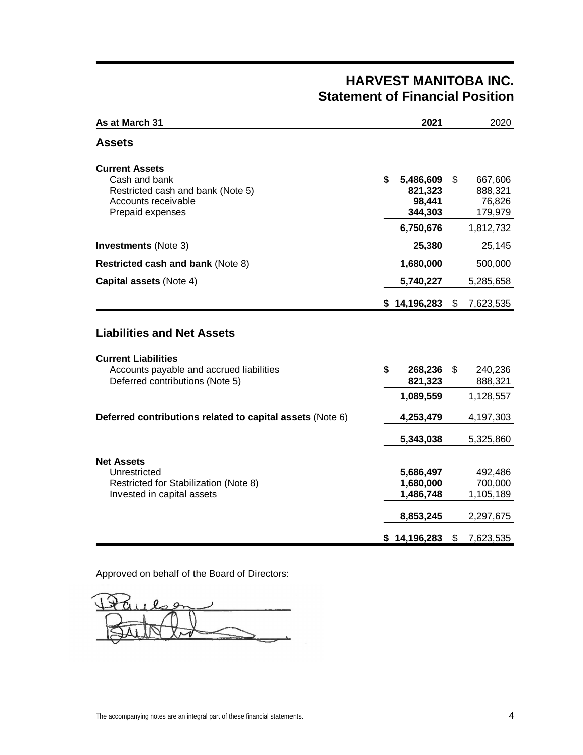# HARVEST MANITOBA INC.
## Statement of Financial Position

| As at March 31 | 2021 | 2020 |
|---|---|---|
| **Assets** | | |
| **Current Assets** | | |
| Cash and bank | **$ 5,486,609** | $ 667,606 |
| Restricted cash and bank (Note 5) | **821,323** | 888,321 |
| Accounts receivable | **98,441** | 76,826 |
| Prepaid expenses | **344,303** | 179,979 |
| | **6,750,676** | 1,812,732 |
| **Investments** (Note 3) | **25,380** | 25,145 |
| **Restricted cash and bank** (Note 8) | **1,680,000** | 500,000 |
| **Capital assets** (Note 4) | **5,740,227** | 5,285,658 |
| | **$ 14,196,283** | $ 7,623,535 |
| **Liabilities and Net Assets** | | |
| **Current Liabilities** | | |
| Accounts payable and accrued liabilities | **$ 268,236** | $ 240,236 |
| Deferred contributions (Note 5) | **821,323** | 888,321 |
| | **1,089,559** | 1,128,557 |
| **Deferred contributions related to capital assets** (Note 6) | **4,253,479** | 4,197,303 |
| | **5,343,038** | 5,325,860 |
| **Net Assets** | | |
| Unrestricted | **5,686,497** | 492,486 |
| Restricted for Stabilization (Note 8) | **1,680,000** | 700,000 |
| Invested in capital assets | **1,486,748** | 1,105,189 |
| | **8,853,245** | 2,297,675 |
| | **$ 14,196,283** | $ 7,623,535 |

Approved on behalf of the Board of Directors:

The accompanying notes are an integral part of these financial statements.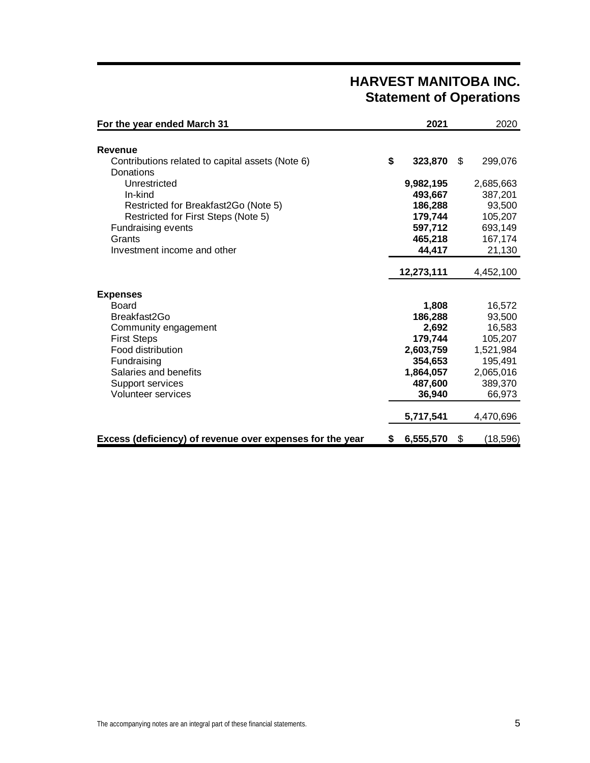# HARVEST MANITOBA INC.
## Statement of Operations

| For the year ended March 31 | 2021 | 2020 |
|---|---|---|
| **Revenue** | | |
| Contributions related to capital assets (Note 6) | **$ 323,870** | $ 299,076 |
| Donations | | |
| Unrestricted | **9,982,195** | 2,685,663 |
| In-kind | **493,667** | 387,201 |
| Restricted for Breakfast2Go (Note 5) | **186,288** | 93,500 |
| Restricted for First Steps (Note 5) | **179,744** | 105,207 |
| Fundraising events | **597,712** | 693,149 |
| Grants | **465,218** | 167,174 |
| Investment income and other | **44,417** | 21,130 |
| | **12,273,111** | 4,452,100 |
| **Expenses** | | |
| Board | **1,808** | 16,572 |
| Breakfast2Go | **186,288** | 93,500 |
| Community engagement | **2,692** | 16,583 |
| First Steps | **179,744** | 105,207 |
| Food distribution | **2,603,759** | 1,521,984 |
| Fundraising | **354,653** | 195,491 |
| Salaries and benefits | **1,864,057** | 2,065,016 |
| Support services | **487,600** | 389,370 |
| Volunteer services | **36,940** | 66,973 |
| | **5,717,541** | 4,470,696 |
| **Excess (deficiency) of revenue over expenses for the year** | **$ 6,555,570** | $ (18,596) |

The accompanying notes are an integral part of these financial statements.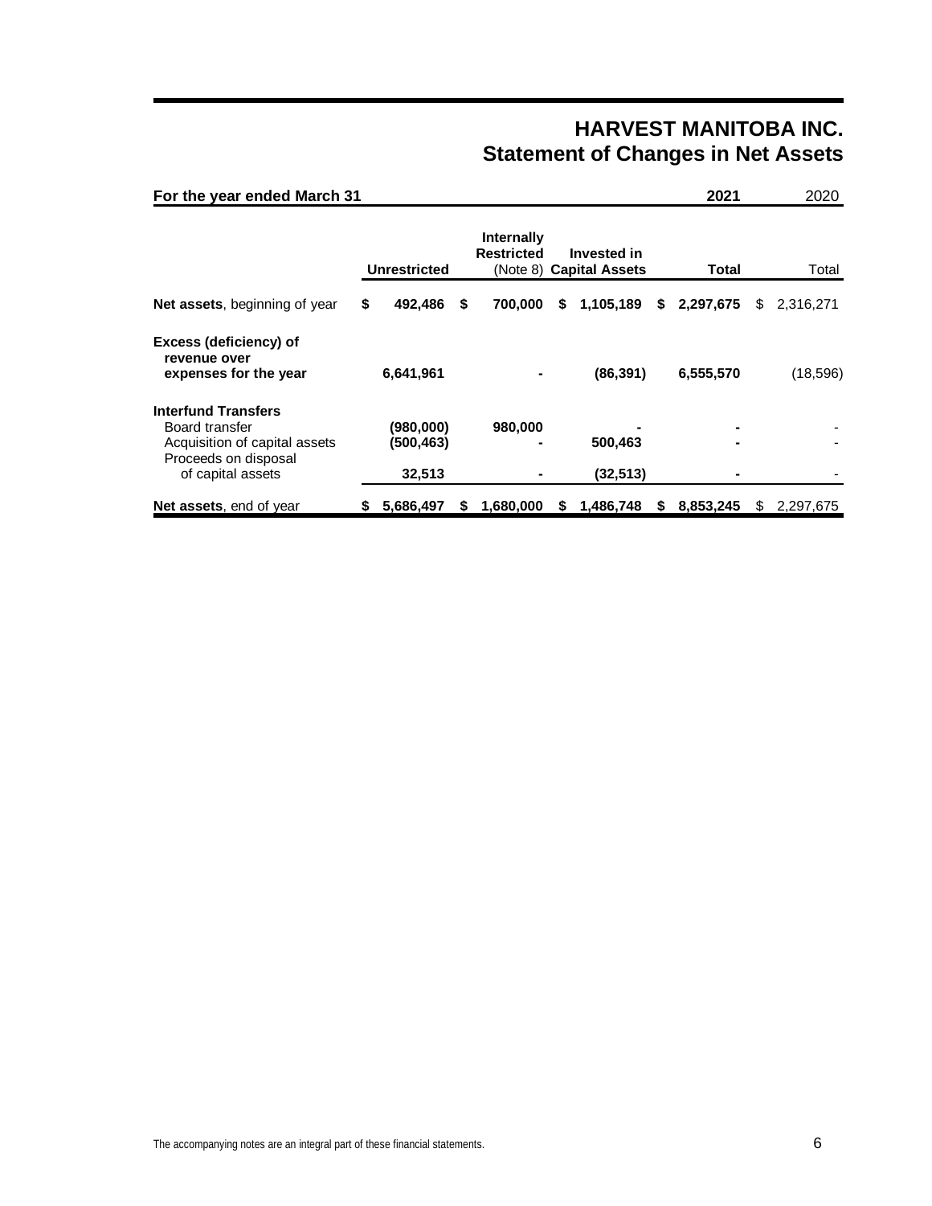# HARVEST MANITOBA INC.
## Statement of Changes in Net Assets

| For the year ended March 31 | | | | 2021 | 2020 |
|---|---|---|---|---|---|
| | **Unrestricted** | **Internally Restricted** (Note 8) | **Invested in Capital Assets** | **Total** | Total |
| **Net assets**, beginning of year | **$ 492,486** | **$ 700,000** | **$ 1,105,189** | **$ 2,297,675** | $ 2,316,271 |
| **Excess (deficiency) of revenue over expenses for the year** | **6,641,961** | **-** | **(86,391)** | **6,555,570** | (18,596) |
| **Interfund Transfers** | | | | | |
| Board transfer | **(980,000)** | **980,000** | **-** | **-** | - |
| Acquisition of capital assets | **(500,463)** | **-** | **500,463** | **-** | - |
| Proceeds on disposal of capital assets | **32,513** | **-** | **(32,513)** | **-** | - |
| **Net assets**, end of year | **$ 5,686,497** | **$ 1,680,000** | **$ 1,486,748** | **$ 8,853,245** | $ 2,297,675 |

The accompanying notes are an integral part of these financial statements.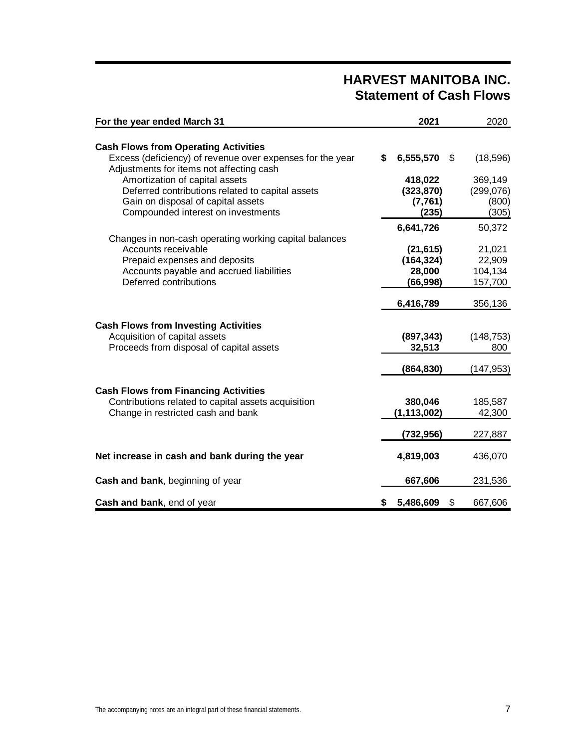# HARVEST MANITOBA INC.
## Statement of Cash Flows

| For the year ended March 31 | 2021 | 2020 |
|---|---|---|
| **Cash Flows from Operating Activities** | | |
| Excess (deficiency) of revenue over expenses for the year | **$ 6,555,570** | $ (18,596) |
| Adjustments for items not affecting cash | | |
| Amortization of capital assets | **418,022** | 369,149 |
| Deferred contributions related to capital assets | **(323,870)** | (299,076) |
| Gain on disposal of capital assets | **(7,761)** | (800) |
| Compounded interest on investments | **(235)** | (305) |
| | **6,641,726** | 50,372 |
| Changes in non-cash operating working capital balances | | |
| Accounts receivable | **(21,615)** | 21,021 |
| Prepaid expenses and deposits | **(164,324)** | 22,909 |
| Accounts payable and accrued liabilities | **28,000** | 104,134 |
| Deferred contributions | **(66,998)** | 157,700 |
| | **6,416,789** | 356,136 |
| **Cash Flows from Investing Activities** | | |
| Acquisition of capital assets | **(897,343)** | (148,753) |
| Proceeds from disposal of capital assets | **32,513** | 800 |
| | **(864,830)** | (147,953) |
| **Cash Flows from Financing Activities** | | |
| Contributions related to capital assets acquisition | **380,046** | 185,587 |
| Change in restricted cash and bank | **(1,113,002)** | 42,300 |
| | **(732,956)** | 227,887 |
| **Net increase in cash and bank during the year** | **4,819,003** | 436,070 |
| **Cash and bank**, beginning of year | **667,606** | 231,536 |
| **Cash and bank**, end of year | **$ 5,486,609** | $ 667,606 |

The accompanying notes are an integral part of these financial statements.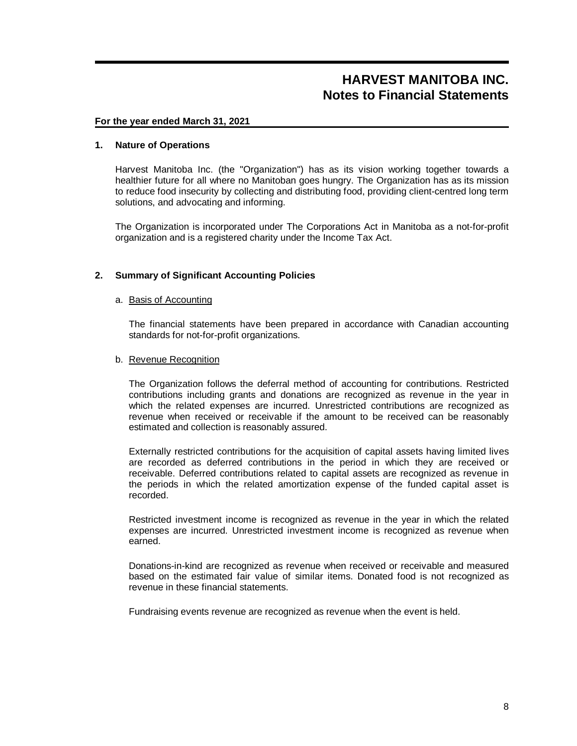# HARVEST MANITOBA INC.
## Notes to Financial Statements

**For the year ended March 31, 2021**

### 1. Nature of Operations

Harvest Manitoba Inc. (the "Organization") has as its vision working together towards a healthier future for all where no Manitoban goes hungry. The Organization has as its mission to reduce food insecurity by collecting and distributing food, providing client-centred long term solutions, and advocating and informing.

The Organization is incorporated under The Corporations Act in Manitoba as a not-for-profit organization and is a registered charity under the Income Tax Act.

### 2. Summary of Significant Accounting Policies

a. Basis of Accounting

The financial statements have been prepared in accordance with Canadian accounting standards for not-for-profit organizations.

b. Revenue Recognition

The Organization follows the deferral method of accounting for contributions. Restricted contributions including grants and donations are recognized as revenue in the year in which the related expenses are incurred. Unrestricted contributions are recognized as revenue when received or receivable if the amount to be received can be reasonably estimated and collection is reasonably assured.

Externally restricted contributions for the acquisition of capital assets having limited lives are recorded as deferred contributions in the period in which they are received or receivable. Deferred contributions related to capital assets are recognized as revenue in the periods in which the related amortization expense of the funded capital asset is recorded.

Restricted investment income is recognized as revenue in the year in which the related expenses are incurred. Unrestricted investment income is recognized as revenue when earned.

Donations-in-kind are recognized as revenue when received or receivable and measured based on the estimated fair value of similar items. Donated food is not recognized as revenue in these financial statements.

Fundraising events revenue are recognized as revenue when the event is held.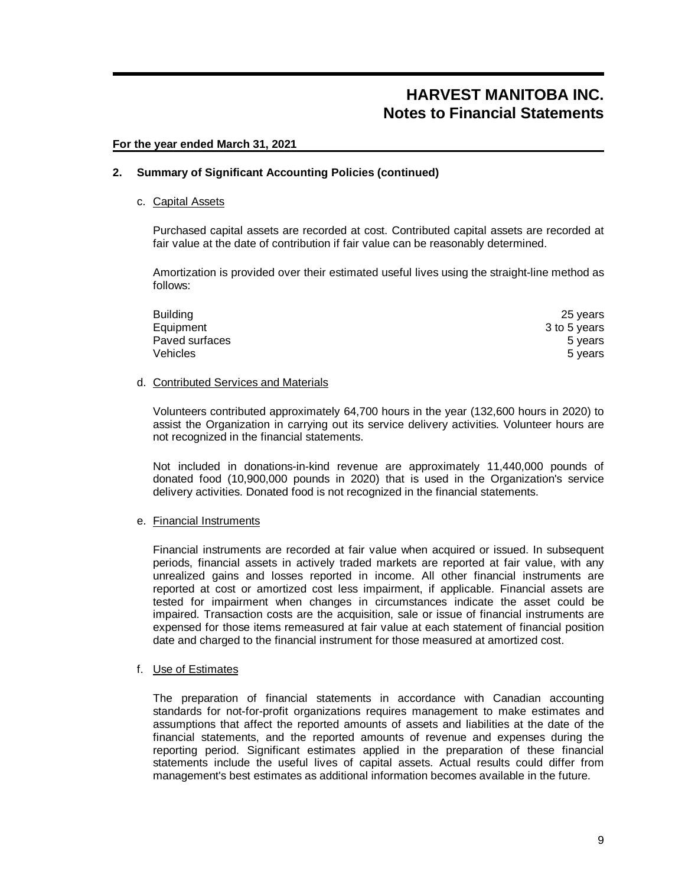# HARVEST MANITOBA INC.
# Notes to Financial Statements

**For the year ended March 31, 2021**

**2. Summary of Significant Accounting Policies (continued)**

c. Capital Assets

Purchased capital assets are recorded at cost. Contributed capital assets are recorded at fair value at the date of contribution if fair value can be reasonably determined.

Amortization is provided over their estimated useful lives using the straight-line method as follows:

| | |
|---|---|
| Building | 25 years |
| Equipment | 3 to 5 years |
| Paved surfaces | 5 years |
| Vehicles | 5 years |

d. Contributed Services and Materials

Volunteers contributed approximately 64,700 hours in the year (132,600 hours in 2020) to assist the Organization in carrying out its service delivery activities. Volunteer hours are not recognized in the financial statements.

Not included in donations-in-kind revenue are approximately 11,440,000 pounds of donated food (10,900,000 pounds in 2020) that is used in the Organization's service delivery activities. Donated food is not recognized in the financial statements.

e. Financial Instruments

Financial instruments are recorded at fair value when acquired or issued. In subsequent periods, financial assets in actively traded markets are reported at fair value, with any unrealized gains and losses reported in income. All other financial instruments are reported at cost or amortized cost less impairment, if applicable. Financial assets are tested for impairment when changes in circumstances indicate the asset could be impaired. Transaction costs are the acquisition, sale or issue of financial instruments are expensed for those items remeasured at fair value at each statement of financial position date and charged to the financial instrument for those measured at amortized cost.

f. Use of Estimates

The preparation of financial statements in accordance with Canadian accounting standards for not-for-profit organizations requires management to make estimates and assumptions that affect the reported amounts of assets and liabilities at the date of the financial statements, and the reported amounts of revenue and expenses during the reporting period. Significant estimates applied in the preparation of these financial statements include the useful lives of capital assets. Actual results could differ from management's best estimates as additional information becomes available in the future.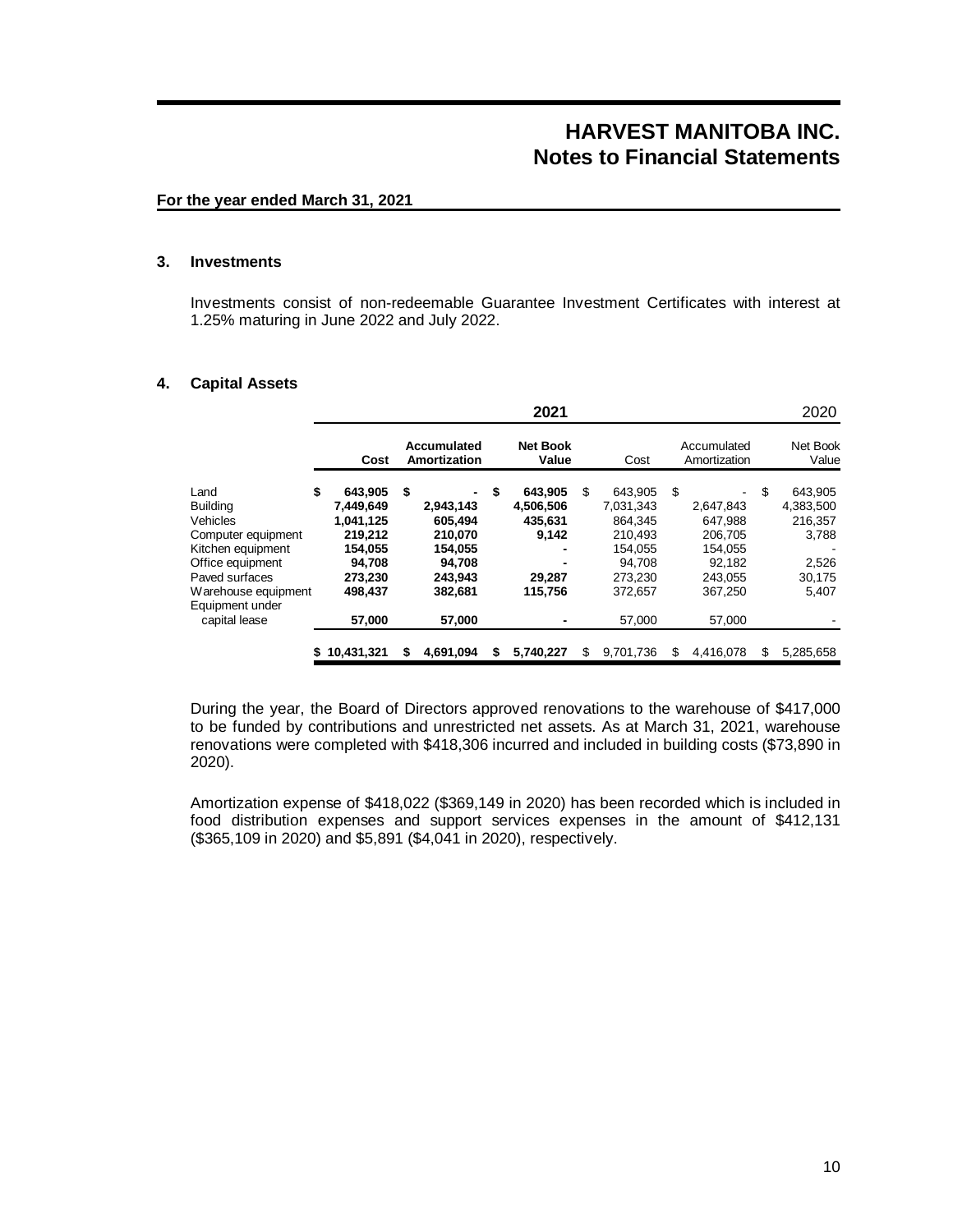# HARVEST MANITOBA INC.
# Notes to Financial Statements

**For the year ended March 31, 2021**

## 3. Investments

Investments consist of non-redeemable Guarantee Investment Certificates with interest at 1.25% maturing in June 2022 and July 2022.

## 4. Capital Assets

| | **2021** | | | 2020 | | |
|---|---|---|---|---|---|---|
| | **Cost** | **Accumulated Amortization** | **Net Book Value** | Cost | Accumulated Amortization | Net Book Value |
| Land | **$ 643,905** | **$ -** | **$ 643,905** | $ 643,905 | $ - | $ 643,905 |
| Building | **7,449,649** | **2,943,143** | **4,506,506** | 7,031,343 | 2,647,843 | 4,383,500 |
| Vehicles | **1,041,125** | **605,494** | **435,631** | 864,345 | 647,988 | 216,357 |
| Computer equipment | **219,212** | **210,070** | **9,142** | 210,493 | 206,705 | 3,788 |
| Kitchen equipment | **154,055** | **154,055** | **-** | 154,055 | 154,055 | - |
| Office equipment | **94,708** | **94,708** | **-** | 94,708 | 92,182 | 2,526 |
| Paved surfaces | **273,230** | **243,943** | **29,287** | 273,230 | 243,055 | 30,175 |
| Warehouse equipment | **498,437** | **382,681** | **115,756** | 372,657 | 367,250 | 5,407 |
| Equipment under capital lease | **57,000** | **57,000** | **-** | 57,000 | 57,000 | - |
| | **$ 10,431,321** | **$ 4,691,094** | **$ 5,740,227** | $ 9,701,736 | $ 4,416,078 | $ 5,285,658 |

During the year, the Board of Directors approved renovations to the warehouse of $417,000 to be funded by contributions and unrestricted net assets. As at March 31, 2021, warehouse renovations were completed with $418,306 incurred and included in building costs ($73,890 in 2020).

Amortization expense of $418,022 ($369,149 in 2020) has been recorded which is included in food distribution expenses and support services expenses in the amount of $412,131 ($365,109 in 2020) and $5,891 ($4,041 in 2020), respectively.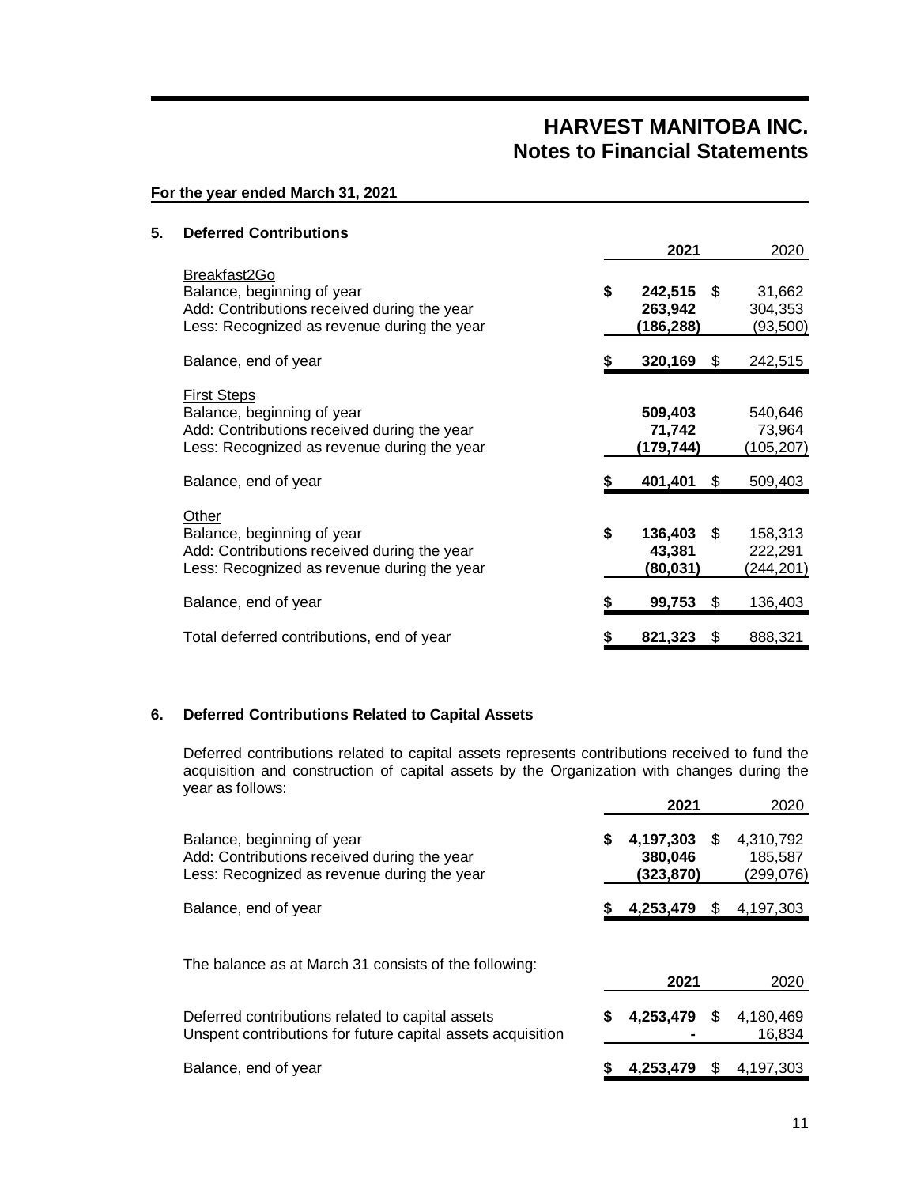# HARVEST MANITOBA INC.
## Notes to Financial Statements

**For the year ended March 31, 2021**

### 5. Deferred Contributions

| | 2021 | 2020 |
|---|---|---|
| Breakfast2Go | | |
| Balance, beginning of year | **$ 242,515** | $ 31,662 |
| Add: Contributions received during the year | **263,942** | 304,353 |
| Less: Recognized as revenue during the year | **(186,288)** | (93,500) |
| Balance, end of year | **$ 320,169** | $ 242,515 |
| First Steps | | |
| Balance, beginning of year | **509,403** | 540,646 |
| Add: Contributions received during the year | **71,742** | 73,964 |
| Less: Recognized as revenue during the year | **(179,744)** | (105,207) |
| Balance, end of year | **$ 401,401** | $ 509,403 |
| Other | | |
| Balance, beginning of year | **$ 136,403** | $ 158,313 |
| Add: Contributions received during the year | **43,381** | 222,291 |
| Less: Recognized as revenue during the year | **(80,031)** | (244,201) |
| Balance, end of year | **$ 99,753** | $ 136,403 |
| Total deferred contributions, end of year | **$ 821,323** | $ 888,321 |

### 6. Deferred Contributions Related to Capital Assets

Deferred contributions related to capital assets represents contributions received to fund the acquisition and construction of capital assets by the Organization with changes during the year as follows:

| | 2021 | 2020 |
|---|---|---|
| Balance, beginning of year | **$ 4,197,303** | $ 4,310,792 |
| Add: Contributions received during the year | **380,046** | 185,587 |
| Less: Recognized as revenue during the year | **(323,870)** | (299,076) |
| Balance, end of year | **$ 4,253,479** | $ 4,197,303 |

The balance as at March 31 consists of the following:

| | 2021 | 2020 |
|---|---|---|
| Deferred contributions related to capital assets | **$ 4,253,479** | $ 4,180,469 |
| Unspent contributions for future capital assets acquisition | **-** | 16,834 |
| Balance, end of year | **$ 4,253,479** | $ 4,197,303 |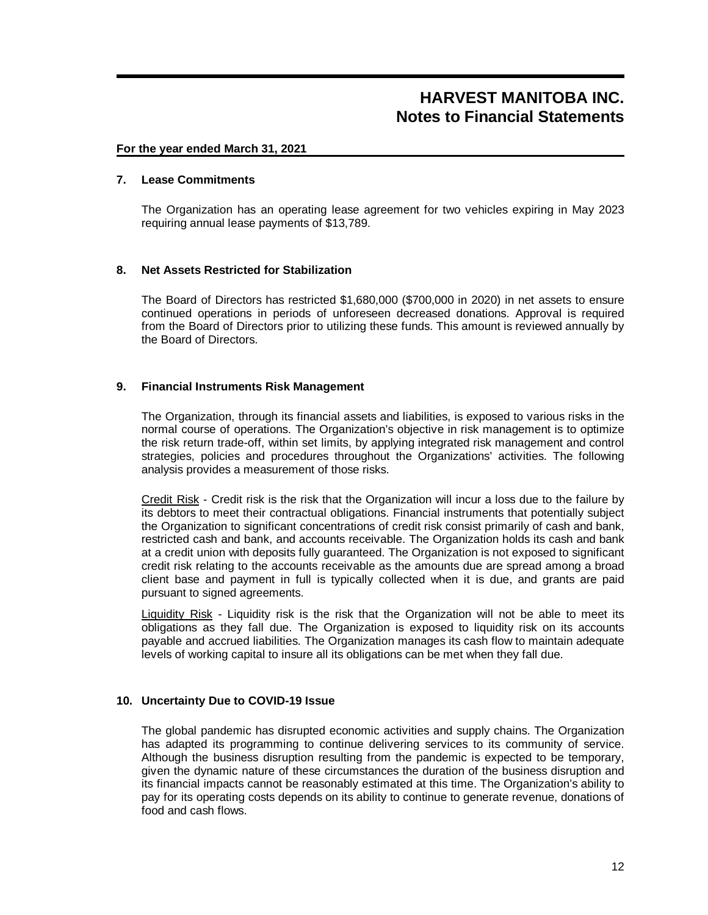# HARVEST MANITOBA INC.
# Notes to Financial Statements

**For the year ended March 31, 2021**

## 7. Lease Commitments

The Organization has an operating lease agreement for two vehicles expiring in May 2023 requiring annual lease payments of $13,789.

## 8. Net Assets Restricted for Stabilization

The Board of Directors has restricted $1,680,000 ($700,000 in 2020) in net assets to ensure continued operations in periods of unforeseen decreased donations. Approval is required from the Board of Directors prior to utilizing these funds. This amount is reviewed annually by the Board of Directors.

## 9. Financial Instruments Risk Management

The Organization, through its financial assets and liabilities, is exposed to various risks in the normal course of operations. The Organization's objective in risk management is to optimize the risk return trade-off, within set limits, by applying integrated risk management and control strategies, policies and procedures throughout the Organizations' activities. The following analysis provides a measurement of those risks.

Credit Risk - Credit risk is the risk that the Organization will incur a loss due to the failure by its debtors to meet their contractual obligations. Financial instruments that potentially subject the Organization to significant concentrations of credit risk consist primarily of cash and bank, restricted cash and bank, and accounts receivable. The Organization holds its cash and bank at a credit union with deposits fully guaranteed. The Organization is not exposed to significant credit risk relating to the accounts receivable as the amounts due are spread among a broad client base and payment in full is typically collected when it is due, and grants are paid pursuant to signed agreements.

Liquidity Risk - Liquidity risk is the risk that the Organization will not be able to meet its obligations as they fall due. The Organization is exposed to liquidity risk on its accounts payable and accrued liabilities. The Organization manages its cash flow to maintain adequate levels of working capital to insure all its obligations can be met when they fall due.

## 10. Uncertainty Due to COVID-19 Issue

The global pandemic has disrupted economic activities and supply chains. The Organization has adapted its programming to continue delivering services to its community of service. Although the business disruption resulting from the pandemic is expected to be temporary, given the dynamic nature of these circumstances the duration of the business disruption and its financial impacts cannot be reasonably estimated at this time. The Organization's ability to pay for its operating costs depends on its ability to continue to generate revenue, donations of food and cash flows.